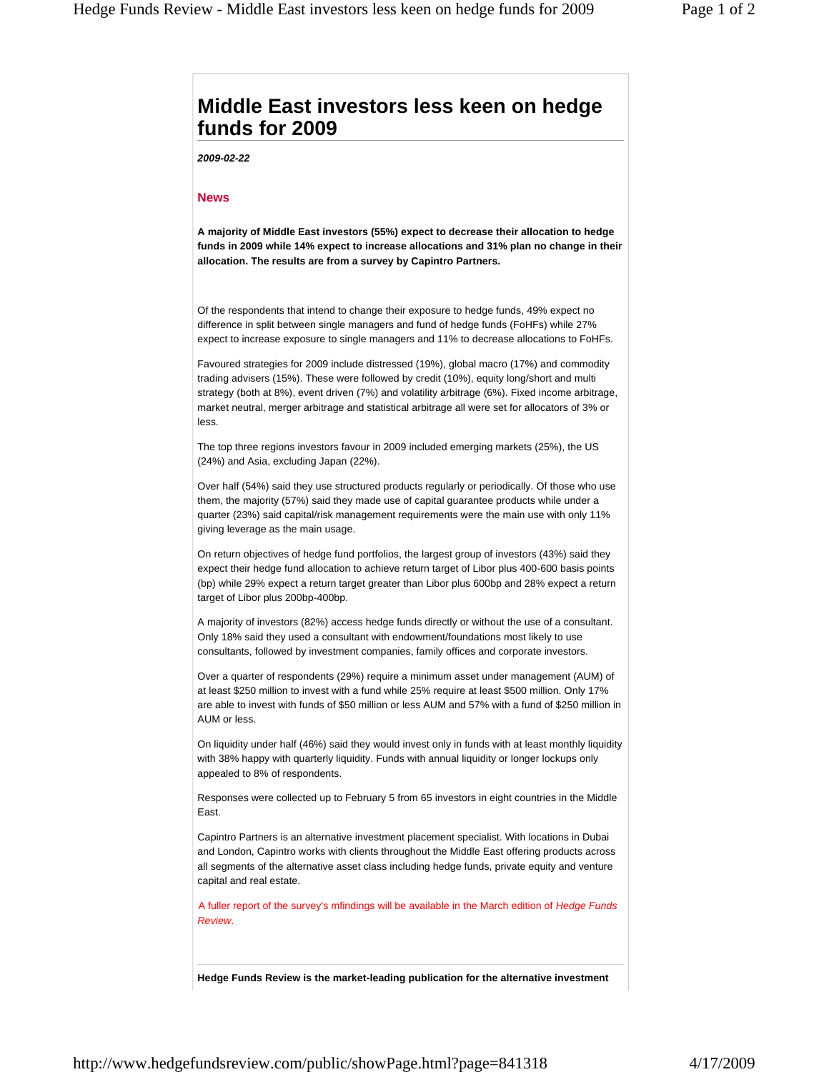# Middle East investors less keen on hedge funds for 2009

***2009-02-22***

## News

**A majority of Middle East investors (55%) expect to decrease their allocation to hedge funds in 2009 while 14% expect to increase allocations and 31% plan no change in their allocation. The results are from a survey by Capintro Partners.**

Of the respondents that intend to change their exposure to hedge funds, 49% expect no difference in split between single managers and fund of hedge funds (FoHFs) while 27% expect to increase exposure to single managers and 11% to decrease allocations to FoHFs.

Favoured strategies for 2009 include distressed (19%), global macro (17%) and commodity trading advisers (15%). These were followed by credit (10%), equity long/short and multi strategy (both at 8%), event driven (7%) and volatility arbitrage (6%). Fixed income arbitrage, market neutral, merger arbitrage and statistical arbitrage all were set for allocators of 3% or less.

The top three regions investors favour in 2009 included emerging markets (25%), the US (24%) and Asia, excluding Japan (22%).

Over half (54%) said they use structured products regularly or periodically. Of those who use them, the majority (57%) said they made use of capital guarantee products while under a quarter (23%) said capital/risk management requirements were the main use with only 11% giving leverage as the main usage.

On return objectives of hedge fund portfolios, the largest group of investors (43%) said they expect their hedge fund allocation to achieve return target of Libor plus 400-600 basis points (bp) while 29% expect a return target greater than Libor plus 600bp and 28% expect a return target of Libor plus 200bp-400bp.

A majority of investors (82%) access hedge funds directly or without the use of a consultant. Only 18% said they used a consultant with endowment/foundations most likely to use consultants, followed by investment companies, family offices and corporate investors.

Over a quarter of respondents (29%) require a minimum asset under management (AUM) of at least $250 million to invest with a fund while 25% require at least $500 million. Only 17% are able to invest with funds of $50 million or less AUM and 57% with a fund of $250 million in AUM or less.

On liquidity under half (46%) said they would invest only in funds with at least monthly liquidity with 38% happy with quarterly liquidity. Funds with annual liquidity or longer lockups only appealed to 8% of respondents.

Responses were collected up to February 5 from 65 investors in eight countries in the Middle East.

Capintro Partners is an alternative investment placement specialist. With locations in Dubai and London, Capintro works with clients throughout the Middle East offering products across all segments of the alternative asset class including hedge funds, private equity and venture capital and real estate.

A fuller report of the survey's mfindings will be available in the March edition of *Hedge Funds Review*.

---

**Hedge Funds Review is the market-leading publication for the alternative investment**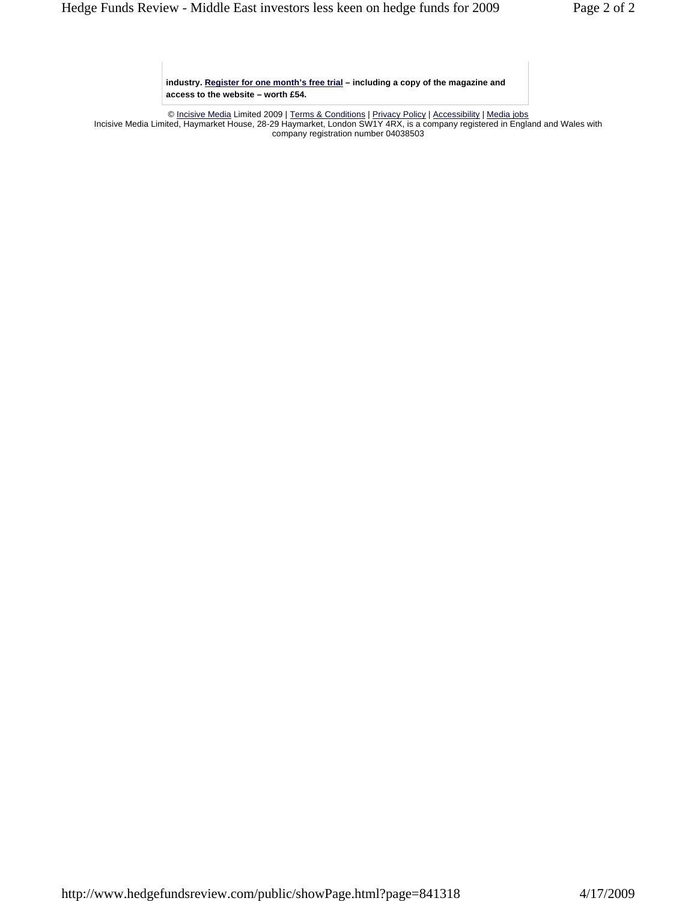**industry. Register for one month's free trial – including a copy of the magazine and access to the website – worth £54.**

© Incisive Media Limited 2009 | Terms & Conditions | Privacy Policy | Accessibility | Media jobs
Incisive Media Limited, Haymarket House, 28-29 Haymarket, London SW1Y 4RX, is a company registered in England and Wales with company registration number 04038503